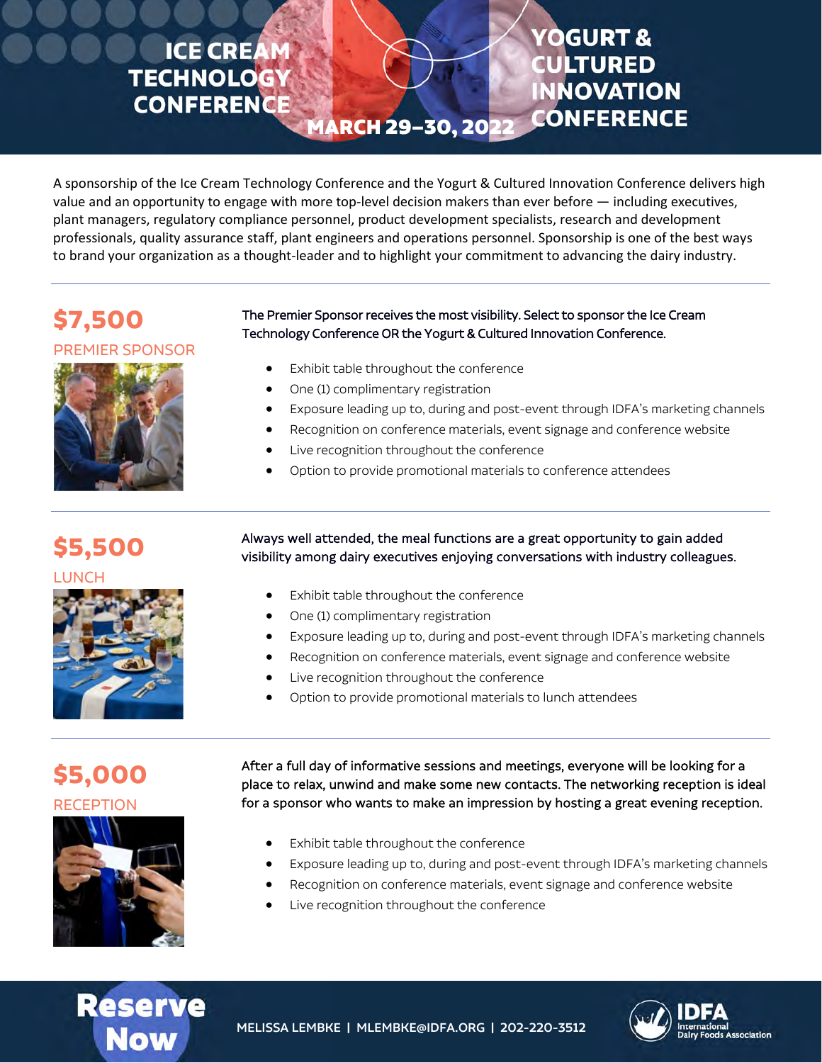# ICE CREAM TECHNOLOGY CONFERENCE

# YOGURT & CULTURED INNOVATION CONFERENCE

**MARCH 29–30, 2022**

A sponsorship of the Ice Cream Technology Conference and the Yogurt & Cultured Innovation Conference delivers high value and an opportunity to engage with more top-level decision makers than ever before — including executives, plant managers, regulatory compliance personnel, product development specialists, research and development professionals, quality assurance staff, plant engineers and operations personnel. Sponsorship is one of the best ways to brand your organization as a thought-leader and to highlight your commitment to advancing the dairy industry.

---

## $7,500

### PREMIER SPONSOR

The Premier Sponsor receives the most visibility. Select to sponsor the Ice Cream Technology Conference OR the Yogurt & Cultured Innovation Conference.

- Exhibit table throughout the conference
- One (1) complimentary registration
- Exposure leading up to, during and post-event through IDFA's marketing channels
- Recognition on conference materials, event signage and conference website
- Live recognition throughout the conference
- Option to provide promotional materials to conference attendees

---

## $5,500

### LUNCH

Always well attended, the meal functions are a great opportunity to gain added visibility among dairy executives enjoying conversations with industry colleagues.

- Exhibit table throughout the conference
- One (1) complimentary registration
- Exposure leading up to, during and post-event through IDFA's marketing channels
- Recognition on conference materials, event signage and conference website
- Live recognition throughout the conference
- Option to provide promotional materials to lunch attendees

---

## $5,000

### RECEPTION

After a full day of informative sessions and meetings, everyone will be looking for a place to relax, unwind and make some new contacts. The networking reception is ideal for a sponsor who wants to make an impression by hosting a great evening reception.

- Exhibit table throughout the conference
- Exposure leading up to, during and post-event through IDFA's marketing channels
- Recognition on conference materials, event signage and conference website
- Live recognition throughout the conference

---

**Reserve Now**

MELISSA LEMBKE | MLEMBKE@IDFA.ORG | 202-220-3512

IDFA International Dairy Foods Association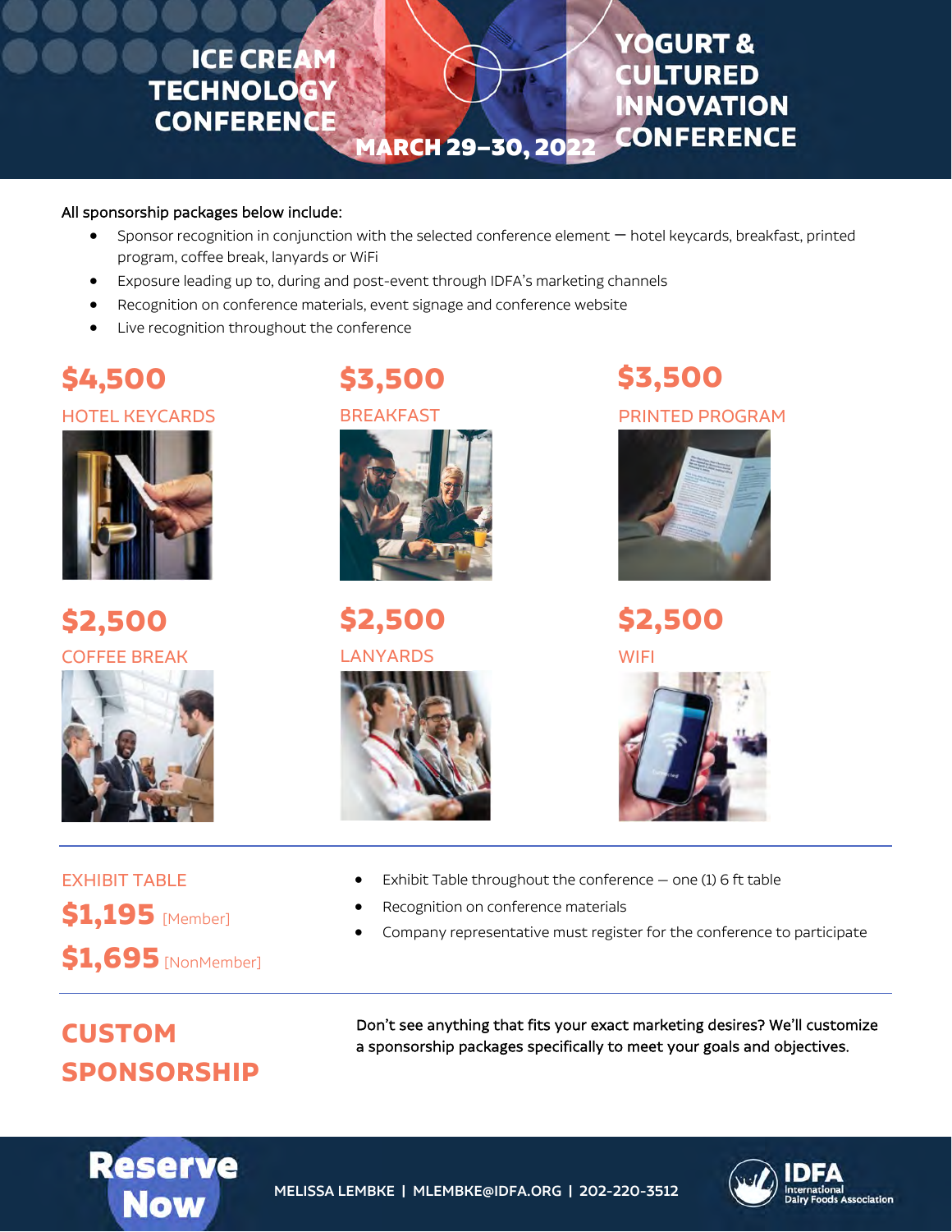# ICE CREAM TECHNOLOGY CONFERENCE

# YOGURT & CULTURED INNOVATION CONFERENCE

MARCH 29–30, 2022

All sponsorship packages below include:

- Sponsor recognition in conjunction with the selected conference element — hotel keycards, breakfast, printed program, coffee break, lanyards or WiFi
- Exposure leading up to, during and post-event through IDFA's marketing channels
- Recognition on conference materials, event signage and conference website
- Live recognition throughout the conference

## $4,500
HOTEL KEYCARDS

## $3,500
BREAKFAST

## $3,500
PRINTED PROGRAM

## $2,500
COFFEE BREAK

## $2,500
LANYARDS

## $2,500
WIFI

EXHIBIT TABLE

**$1,195** [Member]

**$1,695** [NonMember]

- Exhibit Table throughout the conference – one (1) 6 ft table
- Recognition on conference materials
- Company representative must register for the conference to participate

## CUSTOM SPONSORSHIP

Don't see anything that fits your exact marketing desires? We'll customize a sponsorship packages specifically to meet your goals and objectives.

**Reserve Now**

MELISSA LEMBKE | MLEMBKE@IDFA.ORG | 202-220-3512

IDFA International Dairy Foods Association